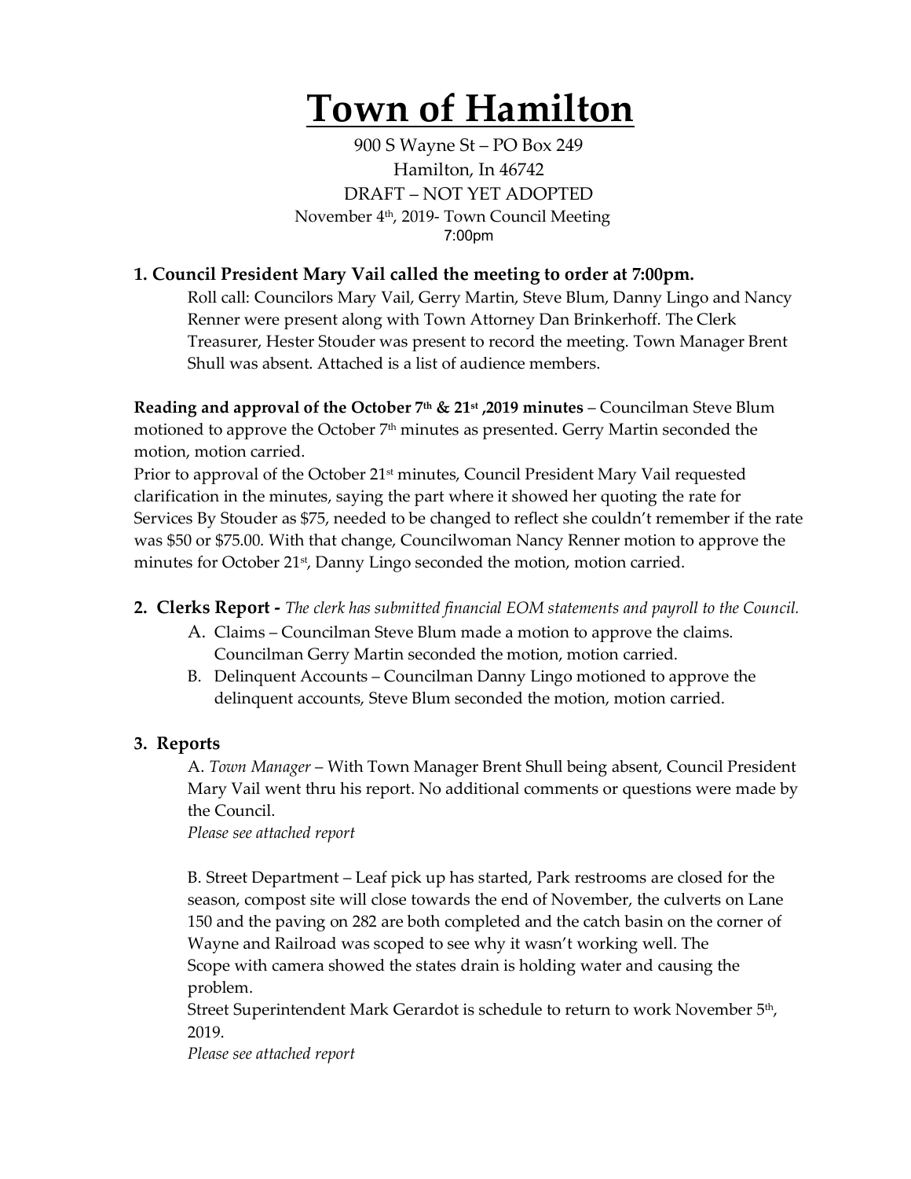# Town of Hamilton

900 S Wayne St – PO Box 249
Hamilton, In 46742
DRAFT – NOT YET ADOPTED
November 4th, 2019- Town Council Meeting
7:00pm

## 1. Council President Mary Vail called the meeting to order at 7:00pm.

Roll call: Councilors Mary Vail, Gerry Martin, Steve Blum, Danny Lingo and Nancy Renner were present along with Town Attorney Dan Brinkerhoff. The Clerk Treasurer, Hester Stouder was present to record the meeting. Town Manager Brent Shull was absent. Attached is a list of audience members.

**Reading and approval of the October 7th & 21st ,2019 minutes** – Councilman Steve Blum motioned to approve the October 7th minutes as presented. Gerry Martin seconded the motion, motion carried.

Prior to approval of the October 21st minutes, Council President Mary Vail requested clarification in the minutes, saying the part where it showed her quoting the rate for Services By Stouder as $75, needed to be changed to reflect she couldn't remember if the rate was $50 or $75.00. With that change, Councilwoman Nancy Renner motion to approve the minutes for October 21st, Danny Lingo seconded the motion, motion carried.

## 2. Clerks Report - *The clerk has submitted financial EOM statements and payroll to the Council.*

A. Claims – Councilman Steve Blum made a motion to approve the claims. Councilman Gerry Martin seconded the motion, motion carried.

B. Delinquent Accounts – Councilman Danny Lingo motioned to approve the delinquent accounts, Steve Blum seconded the motion, motion carried.

## 3. Reports

A. *Town Manager* – With Town Manager Brent Shull being absent, Council President Mary Vail went thru his report. No additional comments or questions were made by the Council.
*Please see attached report*

B. Street Department – Leaf pick up has started, Park restrooms are closed for the season, compost site will close towards the end of November, the culverts on Lane 150 and the paving on 282 are both completed and the catch basin on the corner of Wayne and Railroad was scoped to see why it wasn't working well. The Scope with camera showed the states drain is holding water and causing the problem.
Street Superintendent Mark Gerardot is schedule to return to work November 5th, 2019.
*Please see attached report*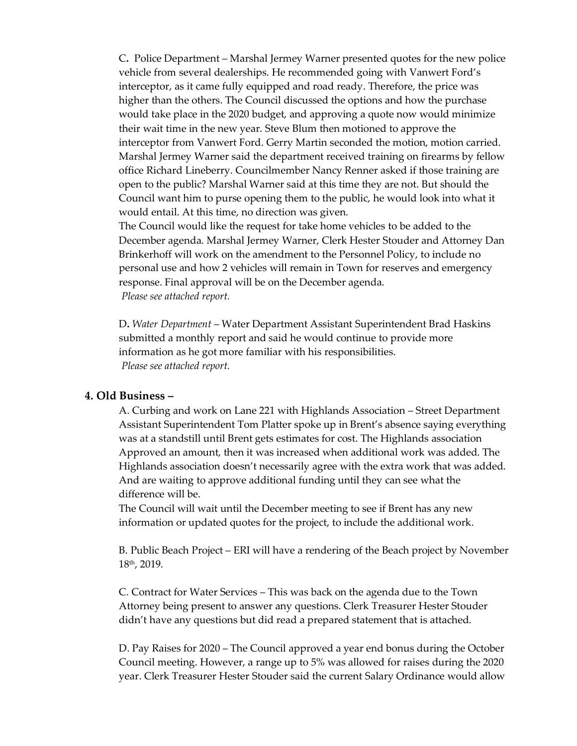**C.** Police Department – Marshal Jermey Warner presented quotes for the new police vehicle from several dealerships. He recommended going with Vanwert Ford's interceptor, as it came fully equipped and road ready. Therefore, the price was higher than the others. The Council discussed the options and how the purchase would take place in the 2020 budget, and approving a quote now would minimize their wait time in the new year. Steve Blum then motioned to approve the interceptor from Vanwert Ford. Gerry Martin seconded the motion, motion carried. Marshal Jermey Warner said the department received training on firearms by fellow office Richard Lineberry. Councilmember Nancy Renner asked if those training are open to the public? Marshal Warner said at this time they are not. But should the Council want him to purse opening them to the public, he would look into what it would entail. At this time, no direction was given.
The Council would like the request for take home vehicles to be added to the December agenda. Marshal Jermey Warner, Clerk Hester Stouder and Attorney Dan Brinkerhoff will work on the amendment to the Personnel Policy, to include no personal use and how 2 vehicles will remain in Town for reserves and emergency response. Final approval will be on the December agenda.
*Please see attached report.*

**D.** *Water Department* – Water Department Assistant Superintendent Brad Haskins submitted a monthly report and said he would continue to provide more information as he got more familiar with his responsibilities.
*Please see attached report.*

## 4. Old Business –

A. Curbing and work on Lane 221 with Highlands Association – Street Department Assistant Superintendent Tom Platter spoke up in Brent's absence saying everything was at a standstill until Brent gets estimates for cost. The Highlands association Approved an amount, then it was increased when additional work was added. The Highlands association doesn't necessarily agree with the extra work that was added. And are waiting to approve additional funding until they can see what the difference will be.
The Council will wait until the December meeting to see if Brent has any new information or updated quotes for the project, to include the additional work.

B. Public Beach Project – ERI will have a rendering of the Beach project by November 18th, 2019.

C. Contract for Water Services – This was back on the agenda due to the Town Attorney being present to answer any questions. Clerk Treasurer Hester Stouder didn't have any questions but did read a prepared statement that is attached.

D. Pay Raises for 2020 – The Council approved a year end bonus during the October Council meeting. However, a range up to 5% was allowed for raises during the 2020 year. Clerk Treasurer Hester Stouder said the current Salary Ordinance would allow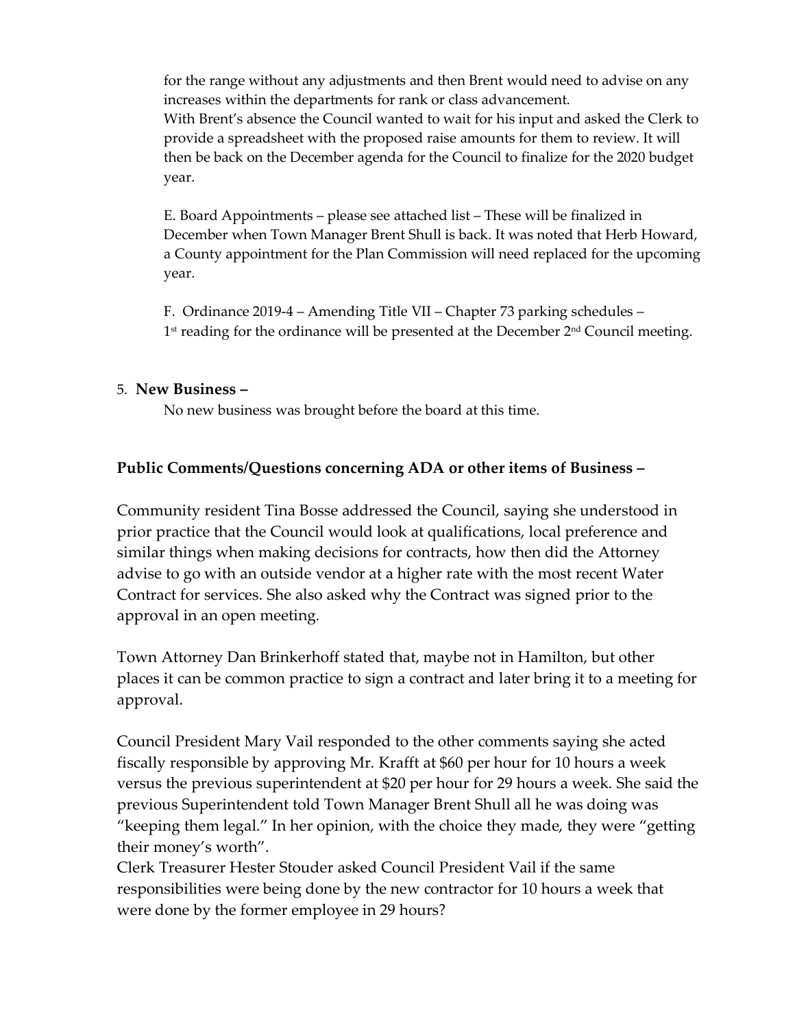for the range without any adjustments and then Brent would need to advise on any increases within the departments for rank or class advancement.
With Brent's absence the Council wanted to wait for his input and asked the Clerk to provide a spreadsheet with the proposed raise amounts for them to review. It will then be back on the December agenda for the Council to finalize for the 2020 budget year.

E. Board Appointments – please see attached list – These will be finalized in December when Town Manager Brent Shull is back. It was noted that Herb Howard, a County appointment for the Plan Commission will need replaced for the upcoming year.

F. Ordinance 2019-4 – Amending Title VII – Chapter 73 parking schedules – 1st reading for the ordinance will be presented at the December 2nd Council meeting.

5. **New Business –**

No new business was brought before the board at this time.

**Public Comments/Questions concerning ADA or other items of Business –**

Community resident Tina Bosse addressed the Council, saying she understood in prior practice that the Council would look at qualifications, local preference and similar things when making decisions for contracts, how then did the Attorney advise to go with an outside vendor at a higher rate with the most recent Water Contract for services. She also asked why the Contract was signed prior to the approval in an open meeting.

Town Attorney Dan Brinkerhoff stated that, maybe not in Hamilton, but other places it can be common practice to sign a contract and later bring it to a meeting for approval.

Council President Mary Vail responded to the other comments saying she acted fiscally responsible by approving Mr. Krafft at $60 per hour for 10 hours a week versus the previous superintendent at $20 per hour for 29 hours a week. She said the previous Superintendent told Town Manager Brent Shull all he was doing was "keeping them legal." In her opinion, with the choice they made, they were "getting their money's worth".
Clerk Treasurer Hester Stouder asked Council President Vail if the same responsibilities were being done by the new contractor for 10 hours a week that were done by the former employee in 29 hours?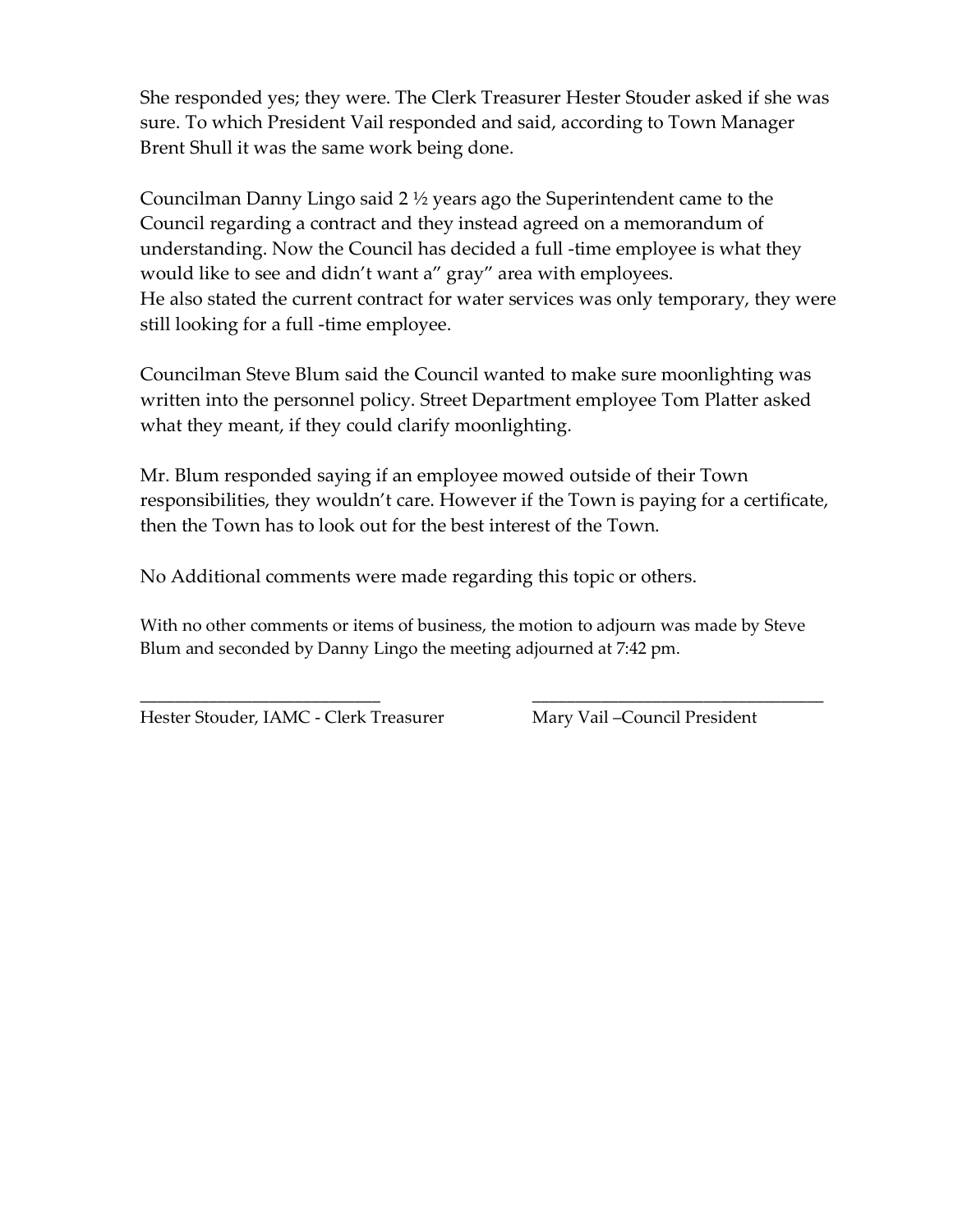She responded yes; they were. The Clerk Treasurer Hester Stouder asked if she was sure. To which President Vail responded and said, according to Town Manager Brent Shull it was the same work being done.

Councilman Danny Lingo said 2 ½ years ago the Superintendent came to the Council regarding a contract and they instead agreed on a memorandum of understanding. Now the Council has decided a full -time employee is what they would like to see and didn't want a" gray" area with employees.
He also stated the current contract for water services was only temporary, they were still looking for a full -time employee.

Councilman Steve Blum said the Council wanted to make sure moonlighting was written into the personnel policy. Street Department employee Tom Platter asked what they meant, if they could clarify moonlighting.

Mr. Blum responded saying if an employee mowed outside of their Town responsibilities, they wouldn't care. However if the Town is paying for a certificate, then the Town has to look out for the best interest of the Town.

No Additional comments were made regarding this topic or others.

With no other comments or items of business, the motion to adjourn was made by Steve Blum and seconded by Danny Lingo the meeting adjourned at 7:42 pm.

| | |
|---|---|
| \_\_\_\_\_\_\_\_\_\_\_\_\_\_\_\_\_\_\_\_\_\_\_\_\_\_\_\_ | \_\_\_\_\_\_\_\_\_\_\_\_\_\_\_\_\_\_\_\_\_\_\_\_\_\_\_\_\_\_\_\_\_\_ |
| Hester Stouder, IAMC - Clerk Treasurer | Mary Vail –Council President |